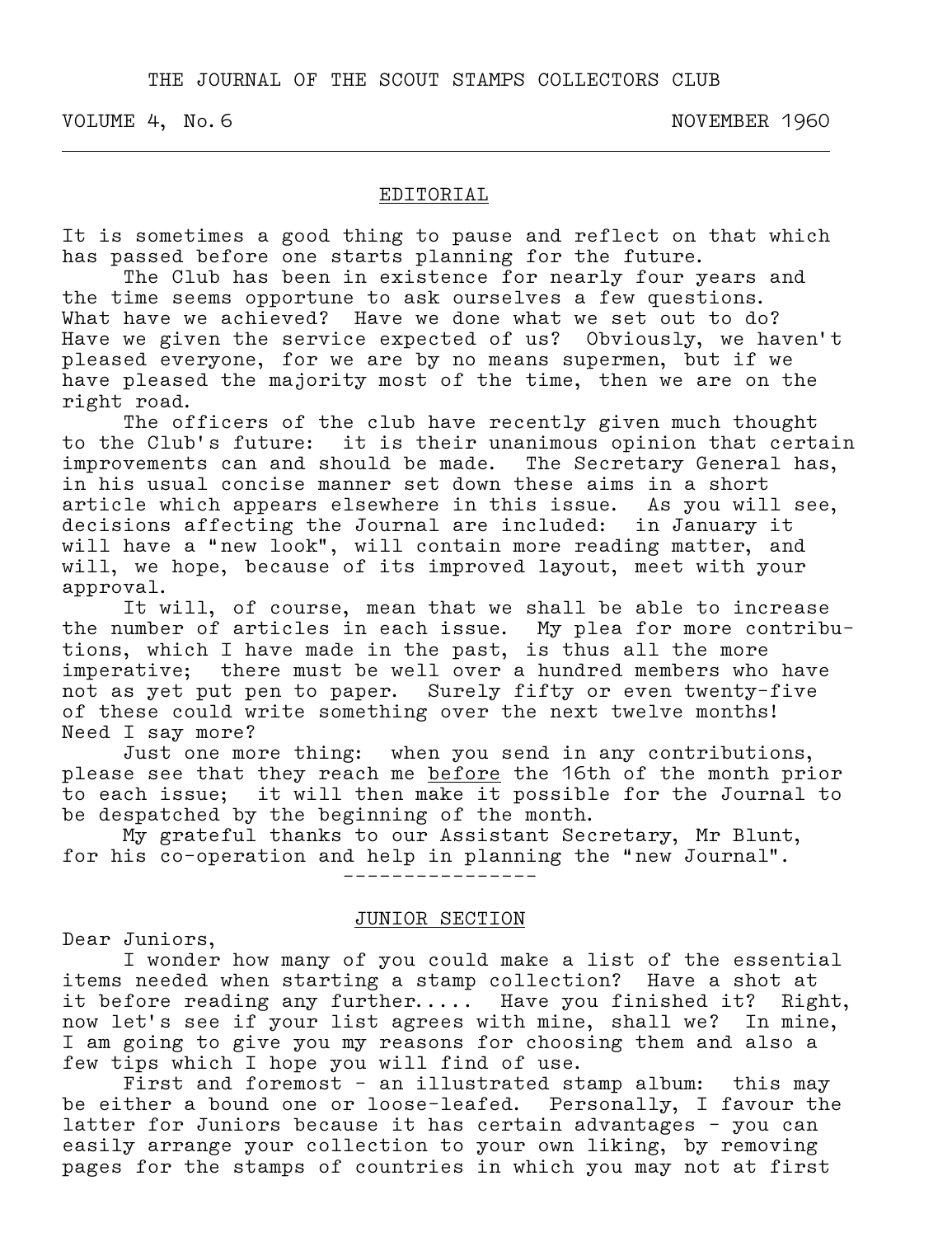THE JOURNAL OF THE SCOUT STAMPS COLLECTORS CLUB

VOLUME 4, No.6 NOVEMBER 1960

## EDITORIAL

It is sometimes a good thing to pause and reflect on that which has passed before one starts planning for the future.

The Club has been in existence for nearly four years and the time seems opportune to ask ourselves a few questions. What have we achieved? Have we done what we set out to do? Have we given the service expected of us? Obviously, we haven't pleased everyone, for we are by no means supermen, but if we have pleased the majority most of the time, then we are on the right road.

The officers of the club have recently given much thought to the Club's future: it is their unanimous opinion that certain improvements can and should be made. The Secretary General has, in his usual concise manner set down these aims in a short article which appears elsewhere in this issue. As you will see, decisions affecting the Journal are included: in January it will have a "new look", will contain more reading matter, and will, we hope, because of its improved layout, meet with your approval.

It will, of course, mean that we shall be able to increase the number of articles in each issue. My plea for more contributions, which I have made in the past, is thus all the more imperative; there must be well over a hundred members who have not as yet put pen to paper. Surely fifty or even twenty-five of these could write something over the next twelve months! Need I say more?

Just one more thing: when you send in any contributions, please see that they reach me <u>before</u> the 16th of the month prior to each issue; it will then make it possible for the Journal to be despatched by the beginning of the month.

My grateful thanks to our Assistant Secretary, Mr Blunt, for his co-operation and help in planning the "new Journal".

---

## JUNIOR SECTION

Dear Juniors,

I wonder how many of you could make a list of the essential items needed when starting a stamp collection? Have a shot at it before reading any further..... Have you finished it? Right, now let's see if your list agrees with mine, shall we? In mine, I am going to give you my reasons for choosing them and also a few tips which I hope you will find of use.

First and foremost - an illustrated stamp album: this may be either a bound one or loose-leafed. Personally, I favour the latter for Juniors because it has certain advantages - you can easily arrange your collection to your own liking, by removing pages for the stamps of countries in which you may not at first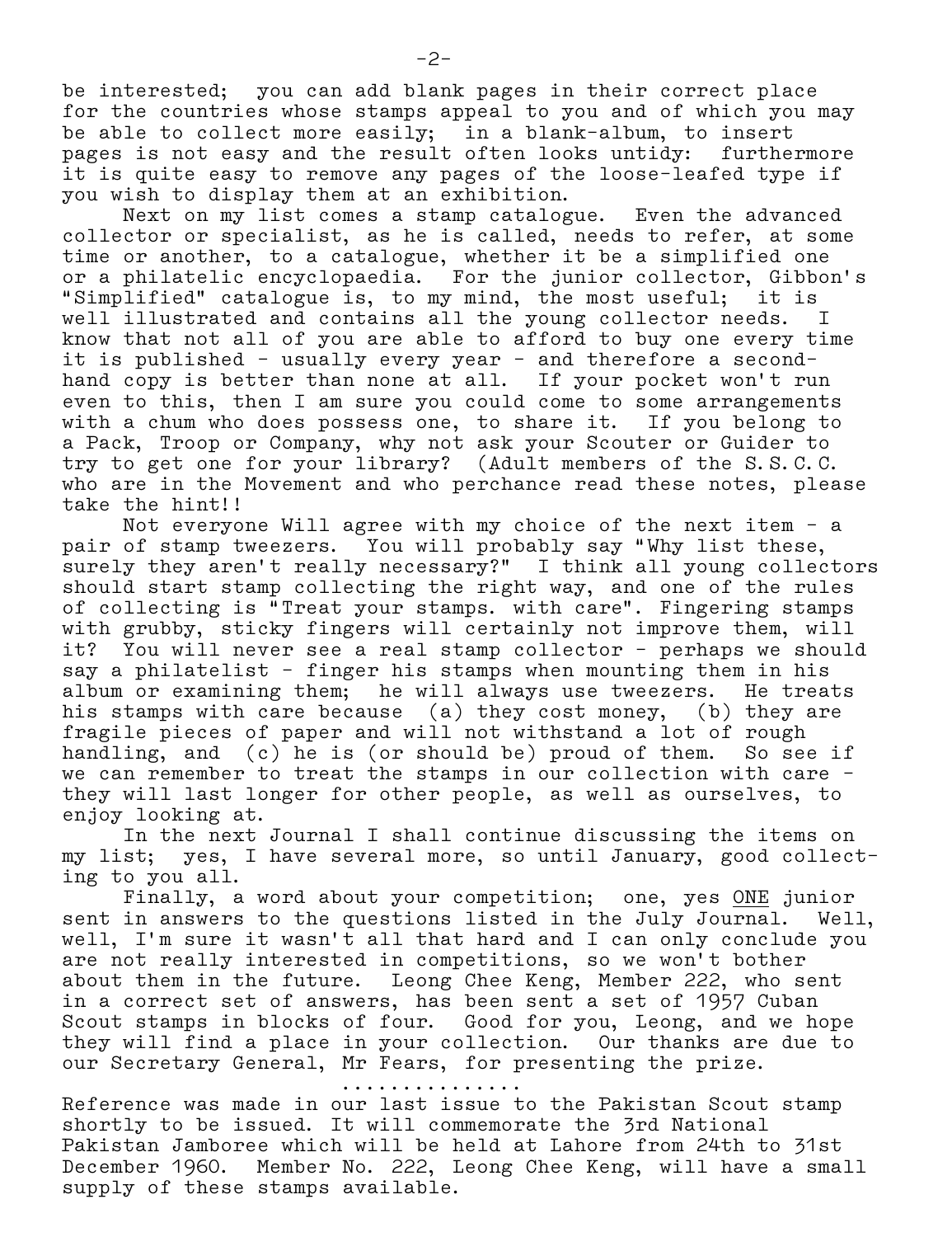be interested; you can add blank pages in their correct place for the countries whose stamps appeal to you and of which you may be able to collect more easily; in a blank-album, to insert pages is not easy and the result often looks untidy: furthermore it is quite easy to remove any pages of the loose-leafed type if you wish to display them at an exhibition.

Next on my list comes a stamp catalogue. Even the advanced collector or specialist, as he is called, needs to refer, at some time or another, to a catalogue, whether it be a simplified one or a philatelic encyclopaedia. For the junior collector, Gibbon's "Simplified" catalogue is, to my mind, the most useful; it is well illustrated and contains all the young collector needs. I know that not all of you are able to afford to buy one every time it is published - usually every year - and therefore a second-hand copy is better than none at all. If your pocket won't run even to this, then I am sure you could come to some arrangements with a chum who does possess one, to share it. If you belong to a Pack, Troop or Company, why not ask your Scouter or Guider to try to get one for your library? (Adult members of the S.S.C.C. who are in the Movement and who perchance read these notes, please take the hint!!

Not everyone Will agree with my choice of the next item - a pair of stamp tweezers. You will probably say "Why list these, surely they aren't really necessary?" I think all young collectors should start stamp collecting the right way, and one of the rules of collecting is "Treat your stamps. with care". Fingering stamps with grubby, sticky fingers will certainly not improve them, will it? You will never see a real stamp collector - perhaps we should say a philatelist - finger his stamps when mounting them in his album or examining them; he will always use tweezers. He treats his stamps with care because (a) they cost money, (b) they are fragile pieces of paper and will not withstand a lot of rough handling, and (c) he is (or should be) proud of them. So see if we can remember to treat the stamps in our collection with care - they will last longer for other people, as well as ourselves, to enjoy looking at.

In the next Journal I shall continue discussing the items on my list; yes, I have several more, so until January, good collecting to you all.

Finally, a word about your competition; one, yes <u>ONE</u> junior sent in answers to the questions listed in the July Journal. Well, well, I'm sure it wasn't all that hard and I can only conclude you are not really interested in competitions, so we won't bother about them in the future. Leong Chee Keng, Member 222, who sent in a correct set of answers, has been sent a set of 1957 Cuban Scout stamps in blocks of four. Good for you, Leong, and we hope they will find a place in your collection. Our thanks are due to our Secretary General, Mr Fears, for presenting the prize.

..............

Reference was made in our last issue to the Pakistan Scout stamp shortly to be issued. It will commemorate the 3rd National Pakistan Jamboree which will be held at Lahore from 24th to 31st December 1960. Member No. 222, Leong Chee Keng, will have a small supply of these stamps available.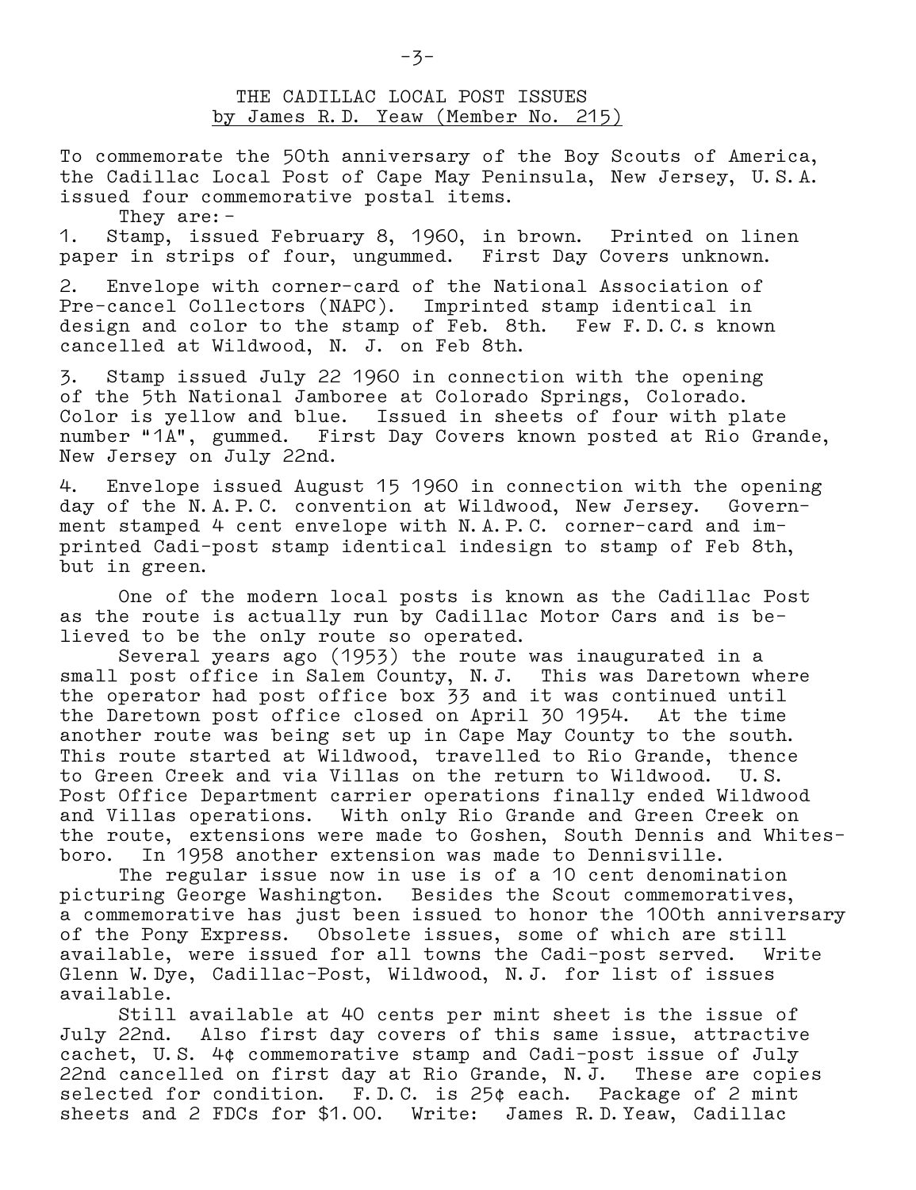# THE CADILLAC LOCAL POST ISSUES

by James R.D. Yeaw (Member No. 215)

To commemorate the 50th anniversary of the Boy Scouts of America, the Cadillac Local Post of Cape May Peninsula, New Jersey, U.S.A. issued four commemorative postal items.

They are:-

1. Stamp, issued February 8, 1960, in brown. Printed on linen paper in strips of four, ungummed. First Day Covers unknown.

2. Envelope with corner-card of the National Association of Pre-cancel Collectors (NAPC). Imprinted stamp identical in design and color to the stamp of Feb. 8th. Few F.D.C.s known cancelled at Wildwood, N. J. on Feb 8th.

3. Stamp issued July 22 1960 in connection with the opening of the 5th National Jamboree at Colorado Springs, Colorado. Color is yellow and blue. Issued in sheets of four with plate number "1A", gummed. First Day Covers known posted at Rio Grande, New Jersey on July 22nd.

4. Envelope issued August 15 1960 in connection with the opening day of the N.A.P.C. convention at Wildwood, New Jersey. Government stamped 4 cent envelope with N.A.P.C. corner-card and imprinted Cadi-post stamp identical indesign to stamp of Feb 8th, but in green.

One of the modern local posts is known as the Cadillac Post as the route is actually run by Cadillac Motor Cars and is believed to be the only route so operated.

Several years ago (1953) the route was inaugurated in a small post office in Salem County, N.J. This was Daretown where the operator had post office box 33 and it was continued until the Daretown post office closed on April 30 1954. At the time another route was being set up in Cape May County to the south. This route started at Wildwood, travelled to Rio Grande, thence to Green Creek and via Villas on the return to Wildwood. U.S. Post Office Department carrier operations finally ended Wildwood and Villas operations. With only Rio Grande and Green Creek on the route, extensions were made to Goshen, South Dennis and Whitesboro. In 1958 another extension was made to Dennisville.

The regular issue now in use is of a 10 cent denomination picturing George Washington. Besides the Scout commemoratives, a commemorative has just been issued to honor the 100th anniversary of the Pony Express. Obsolete issues, some of which are still available, were issued for all towns the Cadi-post served. Write Glenn W. Dye, Cadillac-Post, Wildwood, N.J. for list of issues available.

Still available at 40 cents per mint sheet is the issue of July 22nd. Also first day covers of this same issue, attractive cachet, U.S. 4¢ commemorative stamp and Cadi-post issue of July 22nd cancelled on first day at Rio Grande, N.J. These are copies selected for condition. F.D.C. is 25¢ each. Package of 2 mint sheets and 2 FDCs for $1.00. Write: James R.D. Yeaw, Cadillac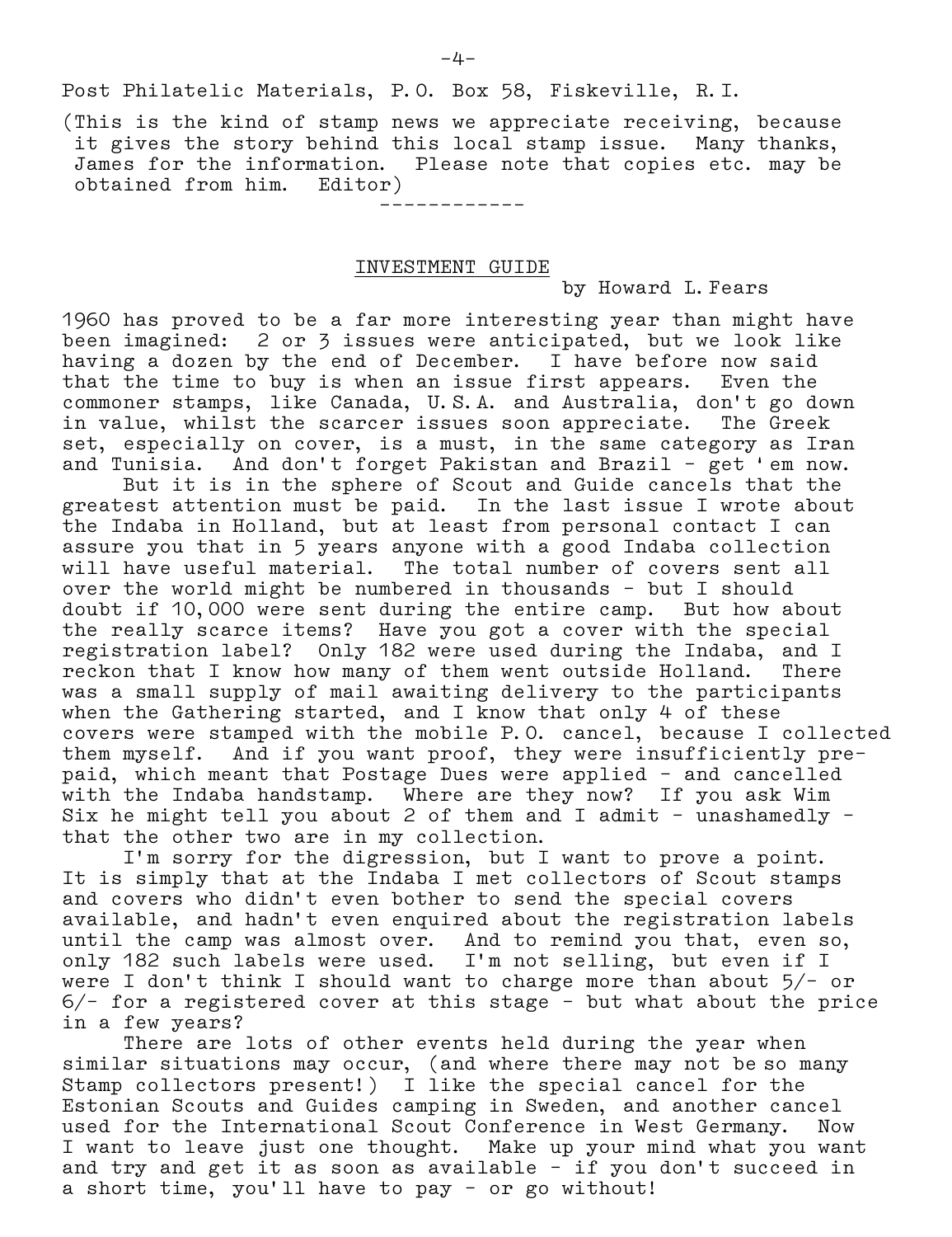Post Philatelic Materials, P.O. Box 58, Fiskeville, R.I.

(This is the kind of stamp news we appreciate receiving, because it gives the story behind this local stamp issue. Many thanks, James for the information. Please note that copies etc. may be obtained from him. Editor)

------------

## INVESTMENT GUIDE

by Howard L. Fears

1960 has proved to be a far more interesting year than might have been imagined: 2 or 3 issues were anticipated, but we look like having a dozen by the end of December. I have before now said that the time to buy is when an issue first appears. Even the commoner stamps, like Canada, U.S.A. and Australia, don't go down in value, whilst the scarcer issues soon appreciate. The Greek set, especially on cover, is a must, in the same category as Iran and Tunisia. And don't forget Pakistan and Brazil - get 'em now.

But it is in the sphere of Scout and Guide cancels that the greatest attention must be paid. In the last issue I wrote about the Indaba in Holland, but at least from personal contact I can assure you that in 5 years anyone with a good Indaba collection will have useful material. The total number of covers sent all over the world might be numbered in thousands - but I should doubt if 10,000 were sent during the entire camp. But how about the really scarce items? Have you got a cover with the special registration label? Only 182 were used during the Indaba, and I reckon that I know how many of them went outside Holland. There was a small supply of mail awaiting delivery to the participants when the Gathering started, and I know that only 4 of these covers were stamped with the mobile P.O. cancel, because I collected them myself. And if you want proof, they were insufficiently prepaid, which meant that Postage Dues were applied - and cancelled with the Indaba handstamp. Where are they now? If you ask Wim Six he might tell you about 2 of them and I admit - unashamedly - that the other two are in my collection.

I'm sorry for the digression, but I want to prove a point. It is simply that at the Indaba I met collectors of Scout stamps and covers who didn't even bother to send the special covers available, and hadn't even enquired about the registration labels until the camp was almost over. And to remind you that, even so, only 182 such labels were used. I'm not selling, but even if I were I don't think I should want to charge more than about 5/- or 6/- for a registered cover at this stage - but what about the price in a few years?

There are lots of other events held during the year when similar situations may occur, (and where there may not be so many Stamp collectors present!) I like the special cancel for the Estonian Scouts and Guides camping in Sweden, and another cancel used for the International Scout Conference in West Germany. Now I want to leave just one thought. Make up your mind what you want and try and get it as soon as available - if you don't succeed in a short time, you'll have to pay - or go without!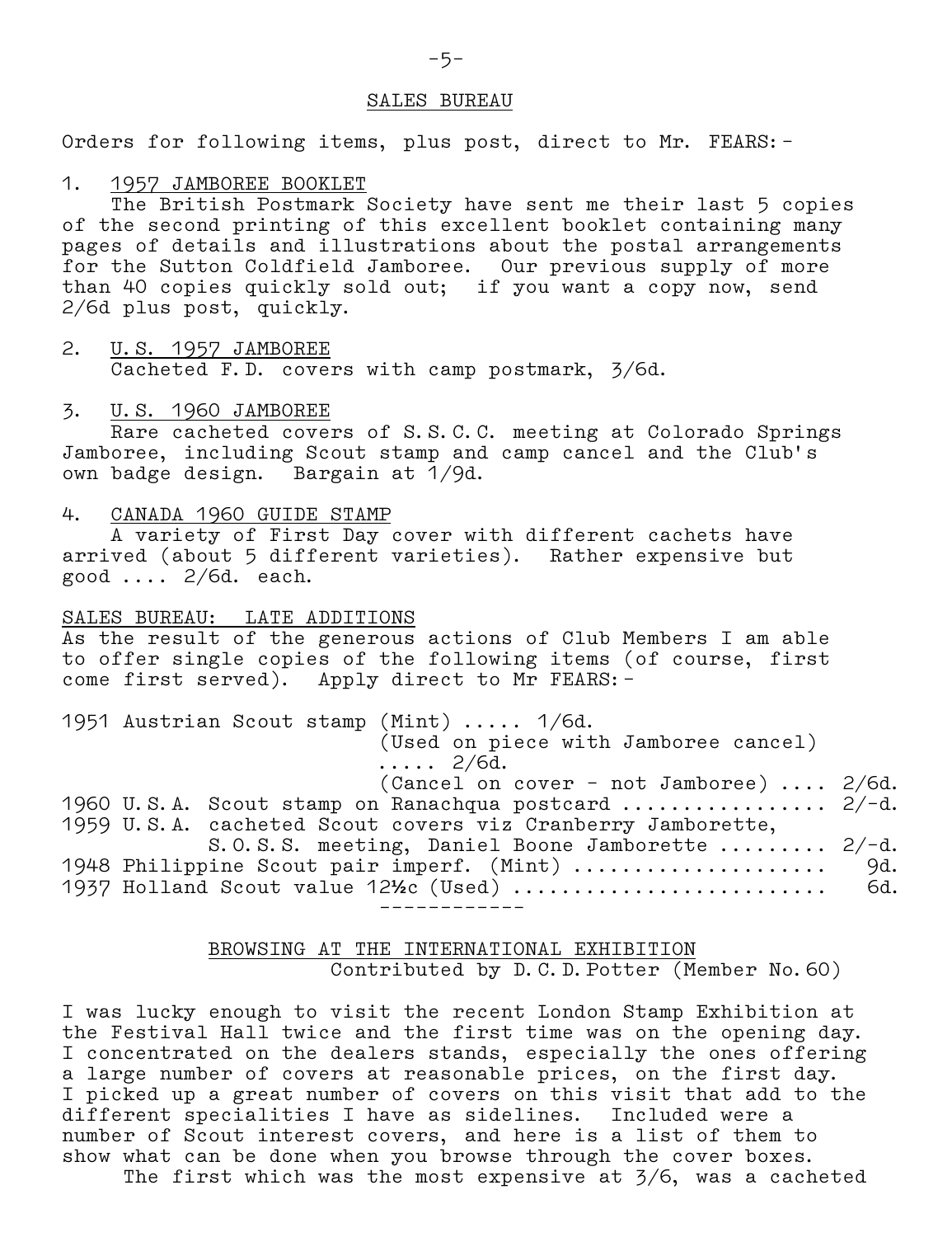## SALES BUREAU

Orders for following items, plus post, direct to Mr. FEARS:-

1. 1957 JAMBOREE BOOKLET
   The British Postmark Society have sent me their last 5 copies of the second printing of this excellent booklet containing many pages of details and illustrations about the postal arrangements for the Sutton Coldfield Jamboree. Our previous supply of more than 40 copies quickly sold out; if you want a copy now, send 2/6d plus post, quickly.

2. U.S. 1957 JAMBOREE
   Cacheted F.D. covers with camp postmark, 3/6d.

3. U.S. 1960 JAMBOREE
   Rare cacheted covers of S.S.C.C. meeting at Colorado Springs Jamboree, including Scout stamp and camp cancel and the Club's own badge design. Bargain at 1/9d.

4. CANADA 1960 GUIDE STAMP
   A variety of First Day cover with different cachets have arrived (about 5 different varieties). Rather expensive but good .... 2/6d. each.

## SALES BUREAU: LATE ADDITIONS

As the result of the generous actions of Club Members I am able to offer single copies of the following items (of course, first come first served). Apply direct to Mr FEARS:-

1951 Austrian Scout stamp (Mint) ..... 1/6d.
(Used on piece with Jamboree cancel) ..... 2/6d.
(Cancel on cover - not Jamboree) .... 2/6d.
1960 U.S.A. Scout stamp on Ranachqua postcard ................ 2/-d.
1959 U.S.A. cacheted Scout covers viz Cranberry Jamborette, S.O.S.S. meeting, Daniel Boone Jamborette ......... 2/-d.
1948 Philippine Scout pair imperf. (Mint) .................... 9d.
1937 Holland Scout value 12½c (Used) ......................... 6d.

------------

## BROWSING AT THE INTERNATIONAL EXHIBITION

Contributed by D.C.D. Potter (Member No. 60)

I was lucky enough to visit the recent London Stamp Exhibition at the Festival Hall twice and the first time was on the opening day. I concentrated on the dealers stands, especially the ones offering a large number of covers at reasonable prices, on the first day. I picked up a great number of covers on this visit that add to the different specialities I have as sidelines. Included were a number of Scout interest covers, and here is a list of them to show what can be done when you browse through the cover boxes.

The first which was the most expensive at 3/6, was a cacheted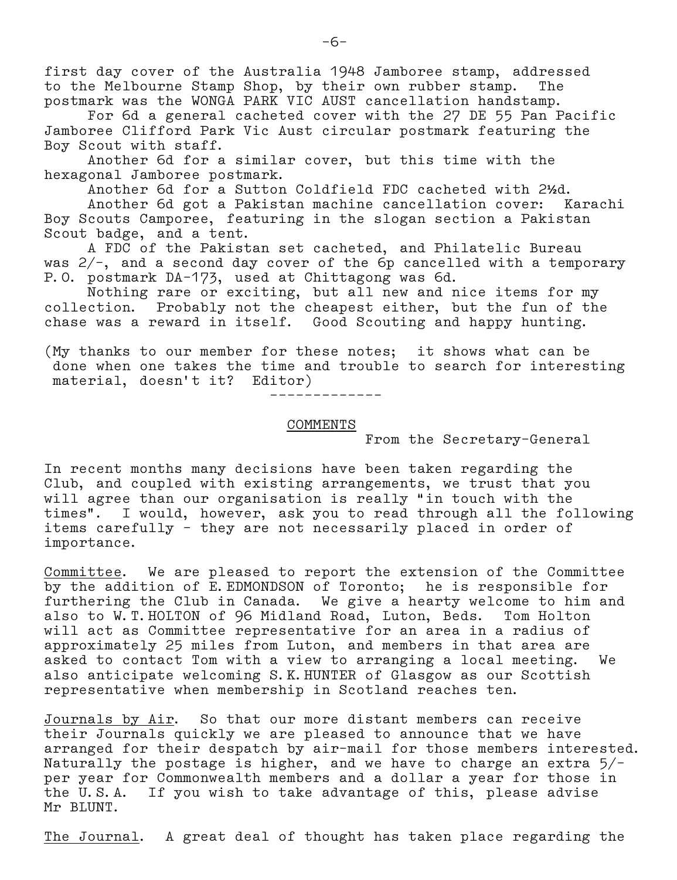first day cover of the Australia 1948 Jamboree stamp, addressed to the Melbourne Stamp Shop, by their own rubber stamp. The postmark was the WONGA PARK VIC AUST cancellation handstamp.

For 6d a general cacheted cover with the 27 DE 55 Pan Pacific Jamboree Clifford Park Vic Aust circular postmark featuring the Boy Scout with staff.

Another 6d for a similar cover, but this time with the hexagonal Jamboree postmark.

Another 6d for a Sutton Coldfield FDC cacheted with 2½d.

Another 6d got a Pakistan machine cancellation cover: Karachi Boy Scouts Camporee, featuring in the slogan section a Pakistan Scout badge, and a tent.

A FDC of the Pakistan set cacheted, and Philatelic Bureau was 2/-, and a second day cover of the 6p cancelled with a temporary P.O. postmark DA-173, used at Chittagong was 6d.

Nothing rare or exciting, but all new and nice items for my collection. Probably not the cheapest either, but the fun of the chase was a reward in itself. Good Scouting and happy hunting.

(My thanks to our member for these notes; it shows what can be done when one takes the time and trouble to search for interesting material, doesn't it? Editor)

-------------

## COMMENTS

From the Secretary-General

In recent months many decisions have been taken regarding the Club, and coupled with existing arrangements, we trust that you will agree than our organisation is really "in touch with the times". I would, however, ask you to read through all the following items carefully - they are not necessarily placed in order of importance.

Committee. We are pleased to report the extension of the Committee by the addition of E.EDMONDSON of Toronto; he is responsible for furthering the Club in Canada. We give a hearty welcome to him and also to W.T.HOLTON of 96 Midland Road, Luton, Beds. Tom Holton will act as Committee representative for an area in a radius of approximately 25 miles from Luton, and members in that area are asked to contact Tom with a view to arranging a local meeting. We also anticipate welcoming S.K.HUNTER of Glasgow as our Scottish representative when membership in Scotland reaches ten.

Journals by Air. So that our more distant members can receive their Journals quickly we are pleased to announce that we have arranged for their despatch by air-mail for those members interested. Naturally the postage is higher, and we have to charge an extra 5/- per year for Commonwealth members and a dollar a year for those in the U.S.A. If you wish to take advantage of this, please advise Mr BLUNT.

The Journal. A great deal of thought has taken place regarding the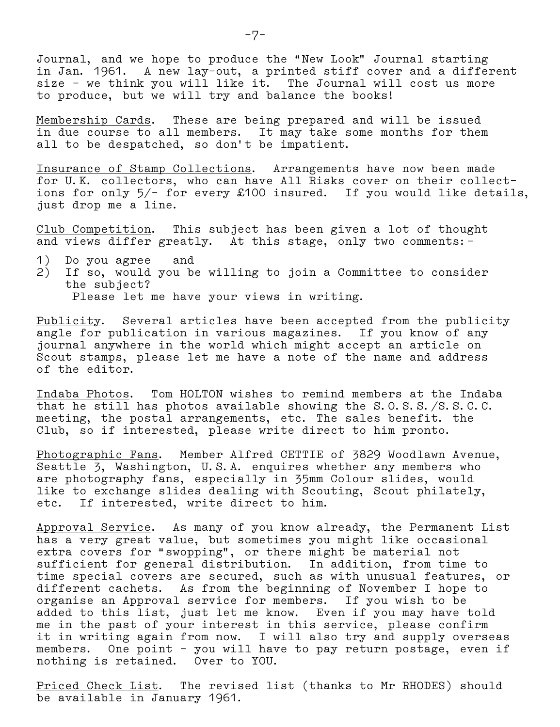Journal, and we hope to produce the "New Look" Journal starting in Jan. 1961. A new lay-out, a printed stiff cover and a different size - we think you will like it. The Journal will cost us more to produce, but we will try and balance the books!

<u>Membership Cards</u>. These are being prepared and will be issued in due course to all members. It may take some months for them all to be despatched, so don't be impatient.

<u>Insurance of Stamp Collections</u>. Arrangements have now been made for U.K. collectors, who can have All Risks cover on their collections for only 5/- for every £100 insured. If you would like details, just drop me a line.

<u>Club Competition</u>. This subject has been given a lot of thought and views differ greatly. At this stage, only two comments:-

1) Do you agree and
2) If so, would you be willing to join a Committee to consider the subject?

Please let me have your views in writing.

<u>Publicity</u>. Several articles have been accepted from the publicity angle for publication in various magazines. If you know of any journal anywhere in the world which might accept an article on Scout stamps, please let me have a note of the name and address of the editor.

<u>Indaba Photos</u>. Tom HOLTON wishes to remind members at the Indaba that he still has photos available showing the S.O.S.S./S.S.C.C. meeting, the postal arrangements, etc. The sales benefit. the Club, so if interested, please write direct to him pronto.

<u>Photographic Fans</u>. Member Alfred CETTIE of 3829 Woodlawn Avenue, Seattle 3, Washington, U.S.A. enquires whether any members who are photography fans, especially in 35mm Colour slides, would like to exchange slides dealing with Scouting, Scout philately, etc. If interested, write direct to him.

<u>Approval Service</u>. As many of you know already, the Permanent List has a very great value, but sometimes you might like occasional extra covers for "swopping", or there might be material not sufficient for general distribution. In addition, from time to time special covers are secured, such as with unusual features, or different cachets. As from the beginning of November I hope to organise an Approval service for members. If you wish to be added to this list, just let me know. Even if you may have told me in the past of your interest in this service, please confirm it in writing again from now. I will also try and supply overseas members. One point - you will have to pay return postage, even if nothing is retained. Over to YOU.

<u>Priced Check List</u>. The revised list (thanks to Mr RHODES) should be available in January 1961.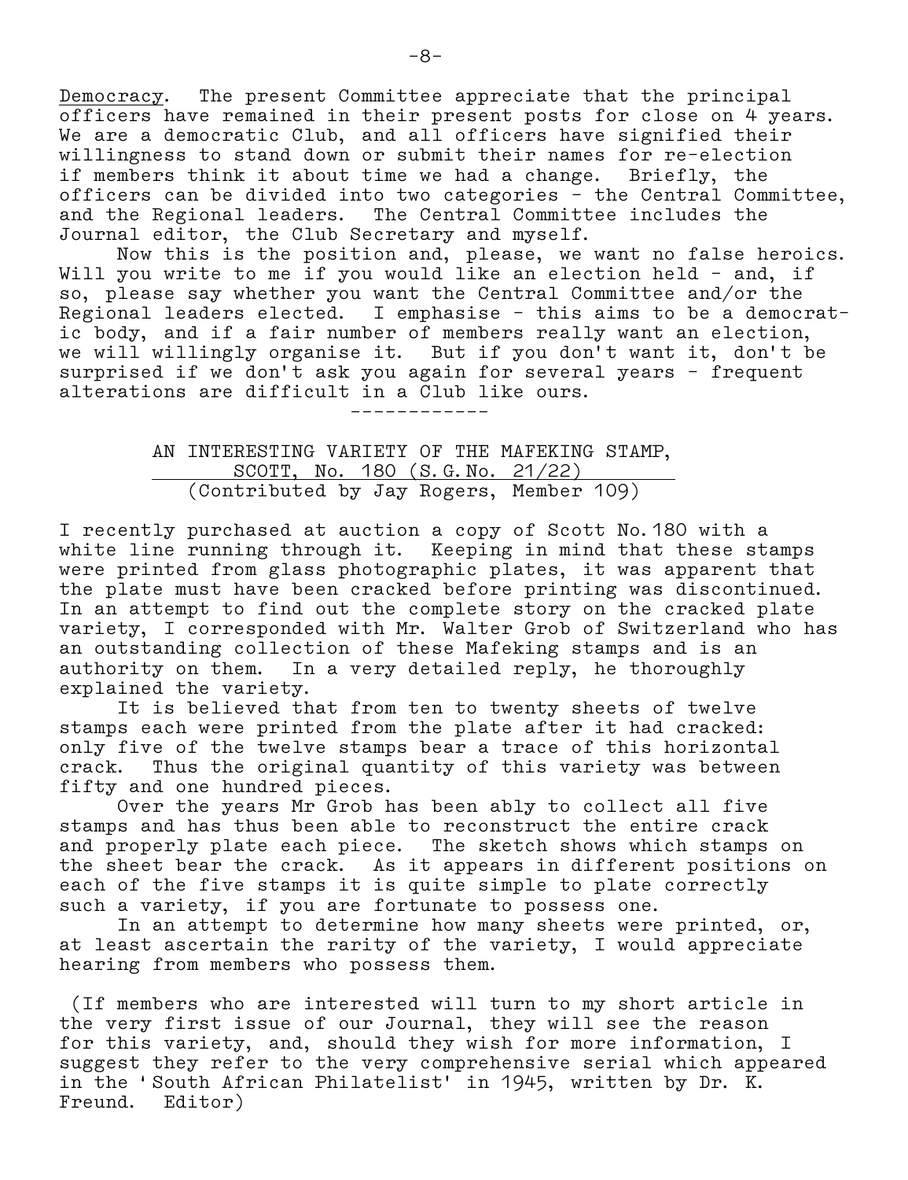<u>Democracy</u>. The present Committee appreciate that the principal officers have remained in their present posts for close on 4 years. We are a democratic Club, and all officers have signified their willingness to stand down or submit their names for re-election if members think it about time we had a change. Briefly, the officers can be divided into two categories - the Central Committee, and the Regional leaders. The Central Committee includes the Journal editor, the Club Secretary and myself.

Now this is the position and, please, we want no false heroics. Will you write to me if you would like an election held - and, if so, please say whether you want the Central Committee and/or the Regional leaders elected. I emphasise - this aims to be a democratic body, and if a fair number of members really want an election, we will willingly organise it. But if you don't want it, don't be surprised if we don't ask you again for several years - frequent alterations are difficult in a Club like ours.

------------

## AN INTERESTING VARIETY OF THE MAFEKING STAMP, SCOTT, No. 180 (S.G.No. 21/22)

(Contributed by Jay Rogers, Member 109)

I recently purchased at auction a copy of Scott No.180 with a white line running through it. Keeping in mind that these stamps were printed from glass photographic plates, it was apparent that the plate must have been cracked before printing was discontinued. In an attempt to find out the complete story on the cracked plate variety, I corresponded with Mr. Walter Grob of Switzerland who has an outstanding collection of these Mafeking stamps and is an authority on them. In a very detailed reply, he thoroughly explained the variety.

It is believed that from ten to twenty sheets of twelve stamps each were printed from the plate after it had cracked: only five of the twelve stamps bear a trace of this horizontal crack. Thus the original quantity of this variety was between fifty and one hundred pieces.

Over the years Mr Grob has been ably to collect all five stamps and has thus been able to reconstruct the entire crack and properly plate each piece. The sketch shows which stamps on the sheet bear the crack. As it appears in different positions on each of the five stamps it is quite simple to plate correctly such a variety, if you are fortunate to possess one.

In an attempt to determine how many sheets were printed, or, at least ascertain the rarity of the variety, I would appreciate hearing from members who possess them.

(If members who are interested will turn to my short article in the very first issue of our Journal, they will see the reason for this variety, and, should they wish for more information, I suggest they refer to the very comprehensive serial which appeared in the 'South African Philatelist' in 1945, written by Dr. K. Freund. Editor)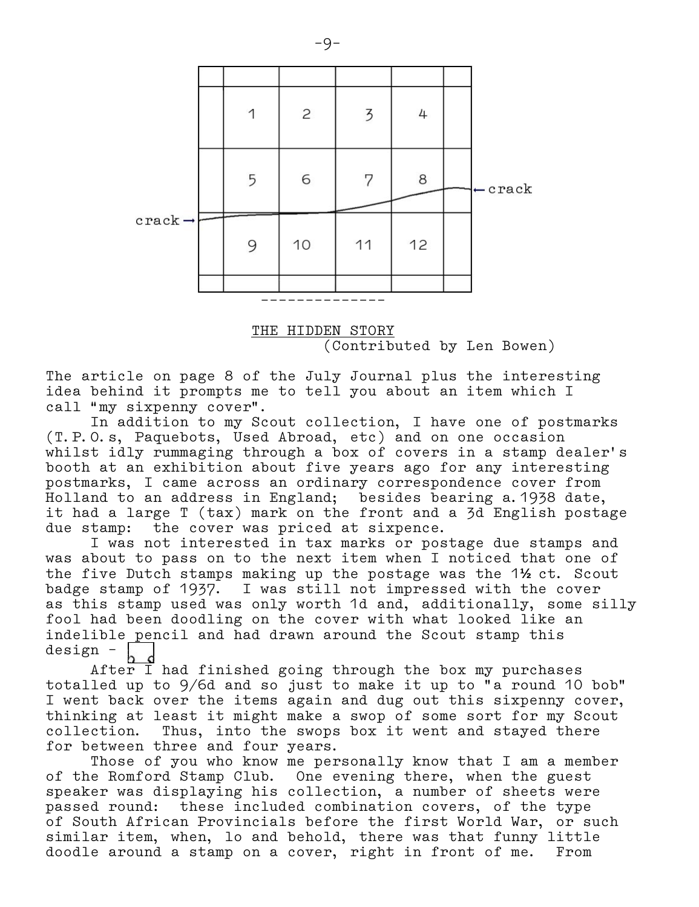| | | | | | |
|---|---|---|---|---|---|
| | 1 | 2 | 3 | 4 | |
| | 5 | 6 | 7 | 8 | |
| | 9 | 10 | 11 | 12 | |
| | | | | | |

crack → ← crack

-------------

## THE HIDDEN STORY

(Contributed by Len Bowen)

The article on page 8 of the July Journal plus the interesting idea behind it prompts me to tell you about an item which I call "my sixpenny cover".

In addition to my Scout collection, I have one of postmarks (T.P.O.s, Paquebots, Used Abroad, etc) and on one occasion whilst idly rummaging through a box of covers in a stamp dealer's booth at an exhibition about five years ago for any interesting postmarks, I came across an ordinary correspondence cover from Holland to an address in England; besides bearing a 1938 date, it had a large T (tax) mark on the front and a 3d English postage due stamp: the cover was priced at sixpence.

I was not interested in tax marks or postage due stamps and was about to pass on to the next item when I noticed that one of the five Dutch stamps making up the postage was the 1½ ct. Scout badge stamp of 1937. I was still not impressed with the cover as this stamp used was only worth 1d and, additionally, some silly fool had been doodling on the cover with what looked like an indelible pencil and had drawn around the Scout stamp this design -

After I had finished going through the box my purchases totalled up to 9/6d and so just to make it up to "a round 10 bob" I went back over the items again and dug out this sixpenny cover, thinking at least it might make a swop of some sort for my Scout collection. Thus, into the swops box it went and stayed there for between three and four years.

Those of you who know me personally know that I am a member of the Romford Stamp Club. One evening there, when the guest speaker was displaying his collection, a number of sheets were passed round: these included combination covers, of the type of South African Provincials before the first World War, or such similar item, when, lo and behold, there was that funny little doodle around a stamp on a cover, right in front of me. From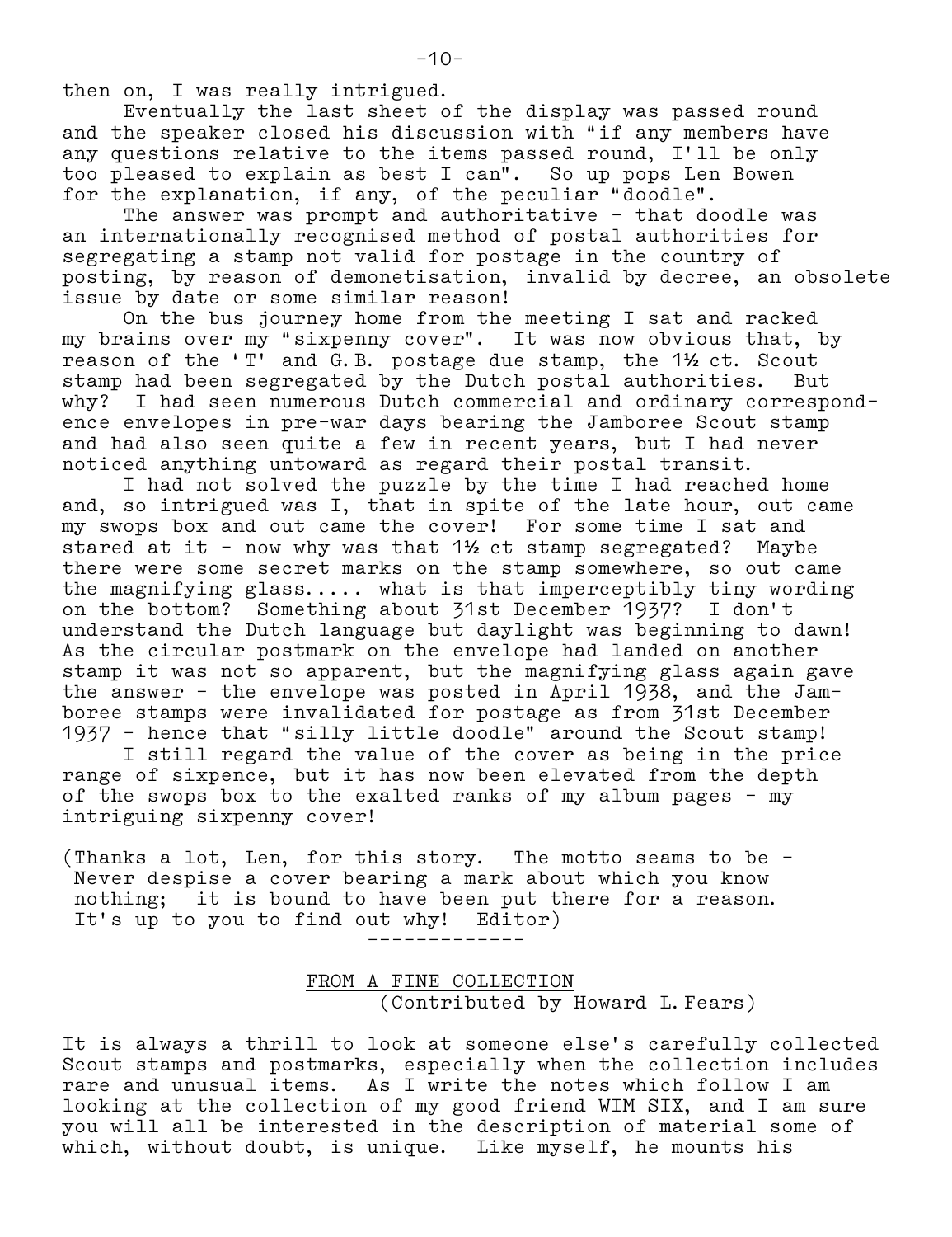then on, I was really intrigued.

Eventually the last sheet of the display was passed round and the speaker closed his discussion with "if any members have any questions relative to the items passed round, I'll be only too pleased to explain as best I can". So up pops Len Bowen for the explanation, if any, of the peculiar "doodle".

The answer was prompt and authoritative - that doodle was an internationally recognised method of postal authorities for segregating a stamp not valid for postage in the country of posting, by reason of demonetisation, invalid by decree, an obsolete issue by date or some similar reason!

On the bus journey home from the meeting I sat and racked my brains over my "sixpenny cover". It was now obvious that, by reason of the 'T' and G.B. postage due stamp, the 1½ ct. Scout stamp had been segregated by the Dutch postal authorities. But why? I had seen numerous Dutch commercial and ordinary correspondence envelopes in pre-war days bearing the Jamboree Scout stamp and had also seen quite a few in recent years, but I had never noticed anything untoward as regard their postal transit.

I had not solved the puzzle by the time I had reached home and, so intrigued was I, that in spite of the late hour, out came my swops box and out came the cover! For some time I sat and stared at it - now why was that 1½ ct stamp segregated? Maybe there were some secret marks on the stamp somewhere, so out came the magnifying glass..... what is that imperceptibly tiny wording on the bottom? Something about 31st December 1937? I don't understand the Dutch language but daylight was beginning to dawn! As the circular postmark on the envelope had landed on another stamp it was not so apparent, but the magnifying glass again gave the answer - the envelope was posted in April 1938, and the Jamboree stamps were invalidated for postage as from 31st December 1937 - hence that "silly little doodle" around the Scout stamp!

I still regard the value of the cover as being in the price range of sixpence, but it has now been elevated from the depth of the swops box to the exalted ranks of my album pages - my intriguing sixpenny cover!

(Thanks a lot, Len, for this story. The motto seams to be - Never despise a cover bearing a mark about which you know nothing; it is bound to have been put there for a reason. It's up to you to find out why! Editor)

-------------

## FROM A FINE COLLECTION

(Contributed by Howard L. Fears)

It is always a thrill to look at someone else's carefully collected Scout stamps and postmarks, especially when the collection includes rare and unusual items. As I write the notes which follow I am looking at the collection of my good friend WIM SIX, and I am sure you will all be interested in the description of material some of which, without doubt, is unique. Like myself, he mounts his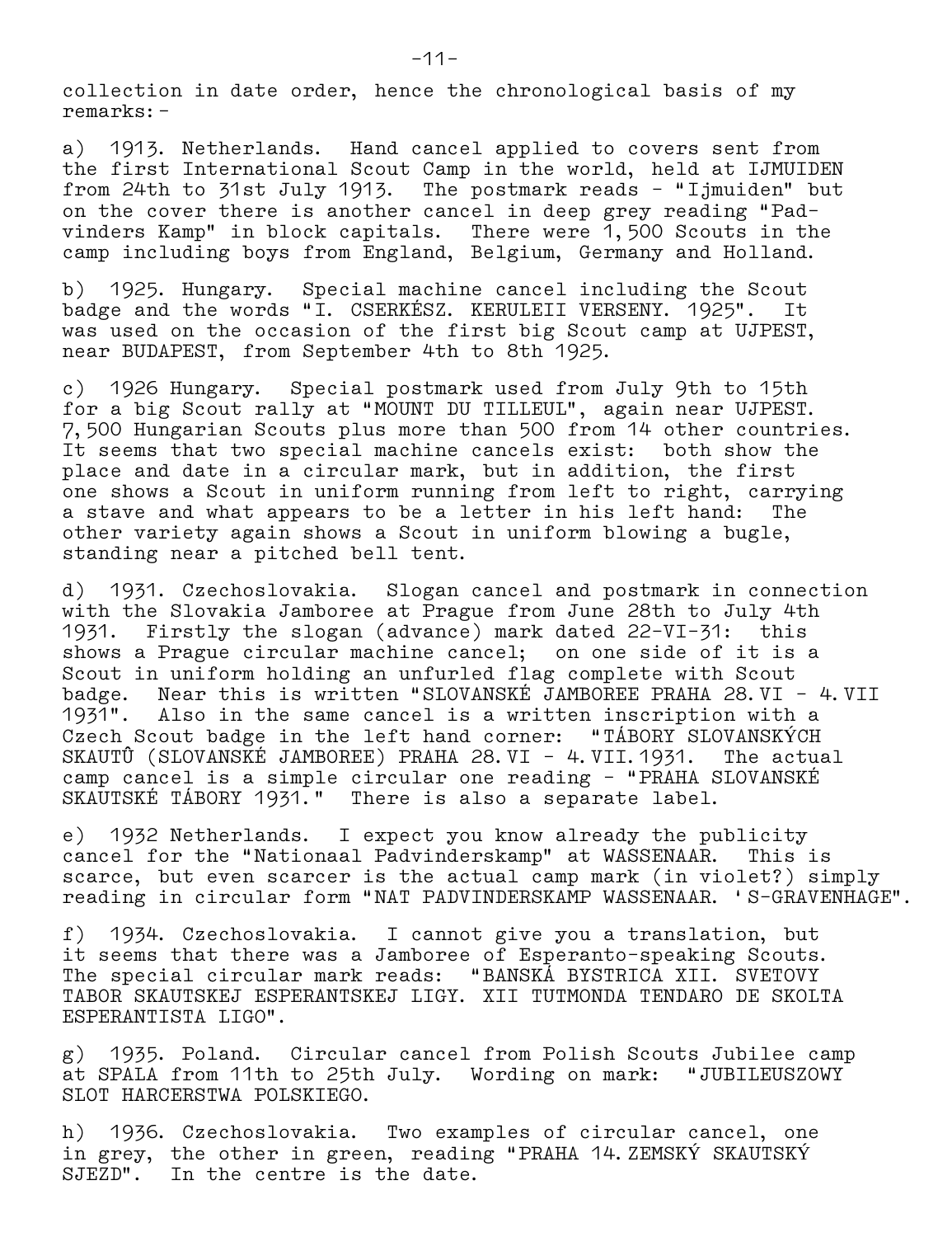collection in date order, hence the chronological basis of my remarks:-

a) 1913. Netherlands. Hand cancel applied to covers sent from the first International Scout Camp in the world, held at IJMUIDEN from 24th to 31st July 1913. The postmark reads - "Ijmuiden" but on the cover there is another cancel in deep grey reading "Padvinders Kamp" in block capitals. There were 1,500 Scouts in the camp including boys from England, Belgium, Germany and Holland.

b) 1925. Hungary. Special machine cancel including the Scout badge and the words "I. CSERKÉSZ. KERULEII VERSENY. 1925". It was used on the occasion of the first big Scout camp at UJPEST, near BUDAPEST, from September 4th to 8th 1925.

c) 1926 Hungary. Special postmark used from July 9th to 15th for a big Scout rally at "MOUNT DU TILLEUL", again near UJPEST. 7,500 Hungarian Scouts plus more than 500 from 14 other countries. It seems that two special machine cancels exist: both show the place and date in a circular mark, but in addition, the first one shows a Scout in uniform running from left to right, carrying a stave and what appears to be a letter in his left hand: The other variety again shows a Scout in uniform blowing a bugle, standing near a pitched bell tent.

d) 1931. Czechoslovakia. Slogan cancel and postmark in connection with the Slovakia Jamboree at Prague from June 28th to July 4th 1931. Firstly the slogan (advance) mark dated 22-VI-31: this shows a Prague circular machine cancel; on one side of it is a Scout in uniform holding an unfurled flag complete with Scout badge. Near this is written "SLOVANSKÉ JAMBOREE PRAHA 28.VI - 4.VII 1931". Also in the same cancel is a written inscription with a Czech Scout badge in the left hand corner: "TÁBORY SLOVANSKÝCH SKAUTŮ (SLOVANSKÉ JAMBOREE) PRAHA 28.VI - 4.VII.1931. The actual camp cancel is a simple circular one reading - "PRAHA SLOVANSKÉ SKAUTSKÉ TÁBORY 1931." There is also a separate label.

e) 1932 Netherlands. I expect you know already the publicity cancel for the "Nationaal Padvinderskamp" at WASSENAAR. This is scarce, but even scarcer is the actual camp mark (in violet?) simply reading in circular form "NAT PADVINDERSKAMP WASSENAAR. 'S-GRAVENHAGE".

f) 1934. Czechoslovakia. I cannot give you a translation, but it seems that there was a Jamboree of Esperanto-speaking Scouts. The special circular mark reads: "BANSKÁ BYSTRICA XII. SVETOVY TABOR SKAUTSKEJ ESPERANTSKEJ LIGY. XII TUTMONDA TENDARO DE SKOLTA ESPERANTISTA LIGO".

g) 1935. Poland. Circular cancel from Polish Scouts Jubilee camp at SPALA from 11th to 25th July. Wording on mark: "JUBILEUSZOWY SLOT HARCERSTWA POLSKIEGO.

h) 1936. Czechoslovakia. Two examples of circular cancel, one in grey, the other in green, reading "PRAHA 14.ZEMSKÝ SKAUTSKÝ SJEZD". In the centre is the date.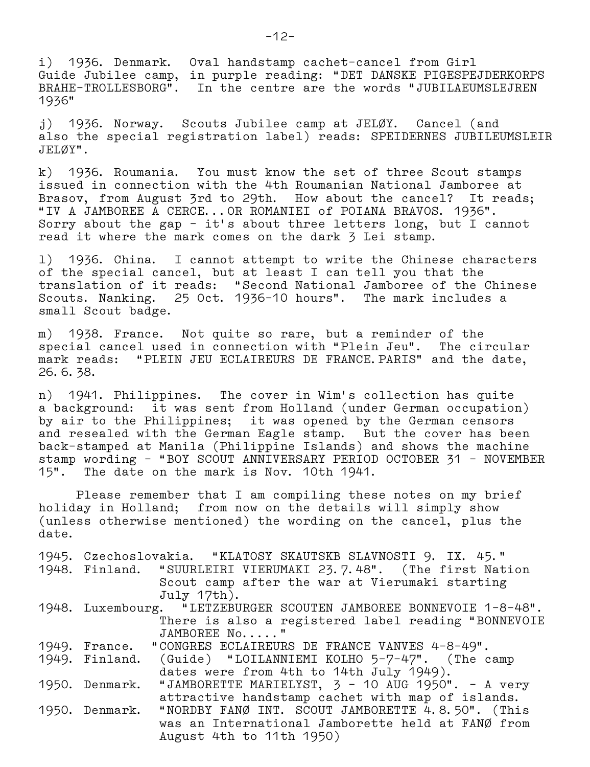i) 1936. Denmark. Oval handstamp cachet-cancel from Girl Guide Jubilee camp, in purple reading: "DET DANSKE PIGESPEJDERKORPS BRAHE-TROLLESBORG". In the centre are the words "JUBILAEUMSLEJREN 1936"

j) 1936. Norway. Scouts Jubilee camp at JELØY. Cancel (and also the special registration label) reads: SPEIDERNES JUBILEUMSLEIR JELØY".

k) 1936. Roumania. You must know the set of three Scout stamps issued in connection with the 4th Roumanian National Jamboree at Brasov, from August 3rd to 29th. How about the cancel? It reads; "IV A JAMBOREE A CERCE...OR ROMANIEI of POIANA BRAVOS. 1936". Sorry about the gap - it's about three letters long, but I cannot read it where the mark comes on the dark 3 Lei stamp.

l) 1936. China. I cannot attempt to write the Chinese characters of the special cancel, but at least I can tell you that the translation of it reads: "Second National Jamboree of the Chinese Scouts. Nanking. 25 Oct. 1936-10 hours". The mark includes a small Scout badge.

m) 1938. France. Not quite so rare, but a reminder of the special cancel used in connection with "Plein Jeu". The circular mark reads: "PLEIN JEU ECLAIREURS DE FRANCE. PARIS" and the date, 26. 6. 38.

n) 1941. Philippines. The cover in Wim's collection has quite a background: it was sent from Holland (under German occupation) by air to the Philippines; it was opened by the German censors and resealed with the German Eagle stamp. But the cover has been back-stamped at Manila (Philippine Islands) and shows the machine stamp wording - "BOY SCOUT ANNIVERSARY PERIOD OCTOBER 31 - NOVEMBER 15". The date on the mark is Nov. 10th 1941.

Please remember that I am compiling these notes on my brief holiday in Holland; from now on the details will simply show (unless otherwise mentioned) the wording on the cancel, plus the date.

1945. Czechoslovakia. "KLATOSY SKAUTSKB SLAVNOSTI 9. IX. 45."

1948. Finland. "SUURLEIRI VIERUMAKI 23. 7. 48". (The first Nation Scout camp after the war at Vierumaki starting July 17th).

1948. Luxembourg. "LETZEBURGER SCOUTEN JAMBOREE BONNEVOIE 1-8-48". There is also a registered label reading "BONNEVOIE JAMBOREE No....."

1949. France. "CONGRES ECLAIREURS DE FRANCE VANVES 4-8-49".

1949. Finland. (Guide) "LOILANNIEMI KOLHO 5-7-47". (The camp dates were from 4th to 14th July 1949).

1950. Denmark. "JAMBORETTE MARIELYST, 3 - 10 AUG 1950". - A very attractive handstamp cachet with map of islands.

1950. Denmark. "NORDBY FANØ INT. SCOUT JAMBORETTE 4. 8. 50". (This was an International Jamborette held at FANØ from August 4th to 11th 1950)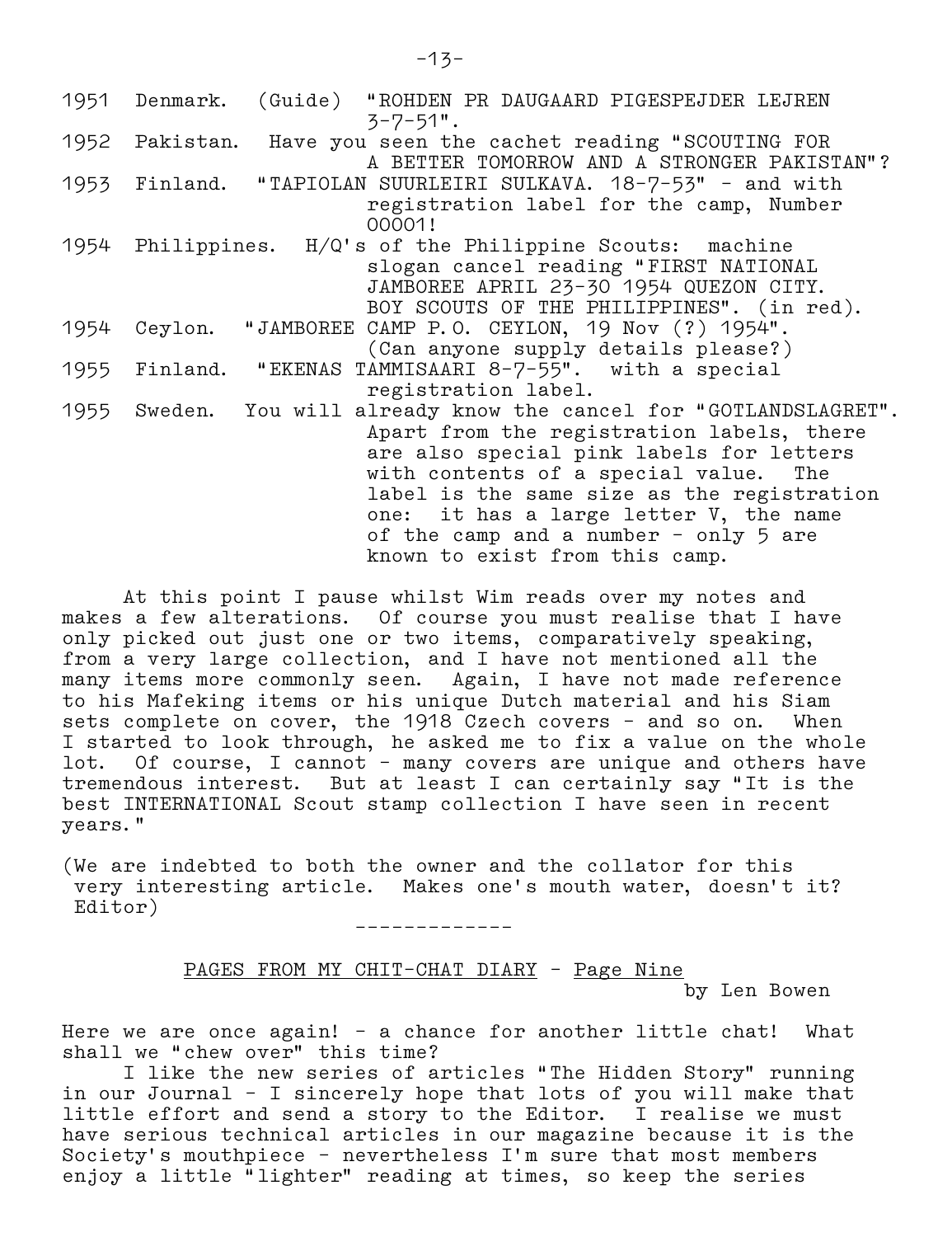1951 Denmark. (Guide) "ROHDEN PR DAUGAARD PIGESPEJDER LEJREN 3-7-51".

1952 Pakistan. Have you seen the cachet reading "SCOUTING FOR A BETTER TOMORROW AND A STRONGER PAKISTAN"?

1953 Finland. "TAPIOLAN SUURLEIRI SULKAVA. 18-7-53" - and with registration label for the camp, Number 00001!

1954 Philippines. H/Q's of the Philippine Scouts: machine slogan cancel reading "FIRST NATIONAL JAMBOREE APRIL 23-30 1954 QUEZON CITY. BOY SCOUTS OF THE PHILIPPINES". (in red).

1954 Ceylon. "JAMBOREE CAMP P.O. CEYLON, 19 Nov (?) 1954". (Can anyone supply details please?)

1955 Finland. "EKENAS TAMMISAARI 8-7-55". with a special registration label.

1955 Sweden. You will already know the cancel for "GOTLANDSLAGRET". Apart from the registration labels, there are also special pink labels for letters with contents of a special value. The label is the same size as the registration one: it has a large letter V, the name of the camp and a number - only 5 are known to exist from this camp.

At this point I pause whilst Wim reads over my notes and makes a few alterations. Of course you must realise that I have only picked out just one or two items, comparatively speaking, from a very large collection, and I have not mentioned all the many items more commonly seen. Again, I have not made reference to his Mafeking items or his unique Dutch material and his Siam sets complete on cover, the 1918 Czech covers - and so on. When I started to look through, he asked me to fix a value on the whole lot. Of course, I cannot - many covers are unique and others have tremendous interest. But at least I can certainly say "It is the best INTERNATIONAL Scout stamp collection I have seen in recent years."

(We are indebted to both the owner and the collator for this very interesting article. Makes one's mouth water, doesn't it? Editor)

-------------

## PAGES FROM MY CHIT-CHAT DIARY - Page Nine

by Len Bowen

Here we are once again! - a chance for another little chat! What shall we "chew over" this time?

I like the new series of articles "The Hidden Story" running in our Journal - I sincerely hope that lots of you will make that little effort and send a story to the Editor. I realise we must have serious technical articles in our magazine because it is the Society's mouthpiece - nevertheless I'm sure that most members enjoy a little "lighter" reading at times, so keep the series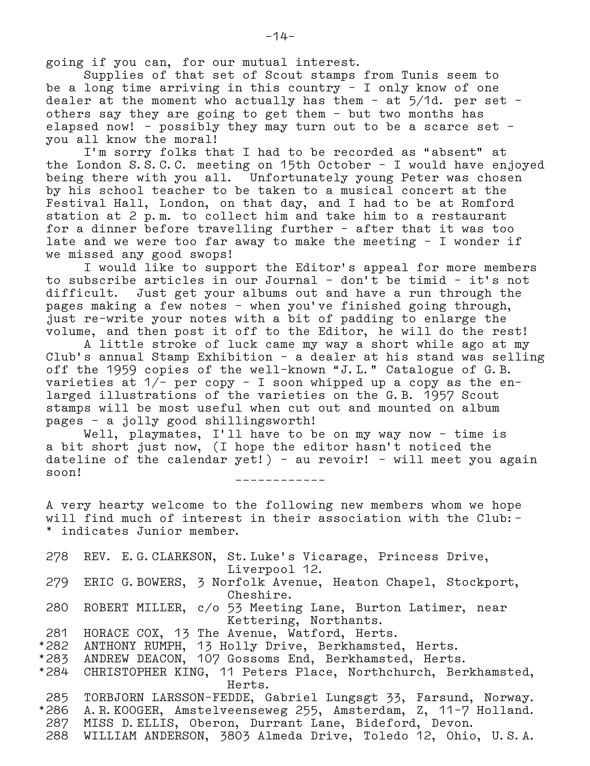going if you can, for our mutual interest.

Supplies of that set of Scout stamps from Tunis seem to be a long time arriving in this country - I only know of one dealer at the moment who actually has them - at 5/1d. per set - others say they are going to get them - but two months has elapsed now! - possibly they may turn out to be a scarce set - you all know the moral!

I'm sorry folks that I had to be recorded as "absent" at the London S.S.C.C. meeting on 15th October - I would have enjoyed being there with you all. Unfortunately young Peter was chosen by his school teacher to be taken to a musical concert at the Festival Hall, London, on that day, and I had to be at Romford station at 2 p.m. to collect him and take him to a restaurant for a dinner before travelling further - after that it was too late and we were too far away to make the meeting - I wonder if we missed any good swops!

I would like to support the Editor's appeal for more members to subscribe articles in our Journal - don't be timid - it's not difficult. Just get your albums out and have a run through the pages making a few notes - when you've finished going through, just re-write your notes with a bit of padding to enlarge the volume, and then post it off to the Editor, he will do the rest!

A little stroke of luck came my way a short while ago at my Club's annual Stamp Exhibition - a dealer at his stand was selling off the 1959 copies of the well-known "J.L." Catalogue of G.B. varieties at 1/- per copy - I soon whipped up a copy as the enlarged illustrations of the varieties on the G.B. 1957 Scout stamps will be most useful when cut out and mounted on album pages - a jolly good shillingsworth!

Well, playmates, I'll have to be on my way now - time is a bit short just now, (I hope the editor hasn't noticed the dateline of the calendar yet!) - au revoir! - will meet you again soon!

------------

A very hearty welcome to the following new members whom we hope will find much of interest in their association with the Club:-
* indicates Junior member.

- 278 REV. E.G.CLARKSON, St.Luke's Vicarage, Princess Drive, Liverpool 12.
- 279 ERIC G.BOWERS, 3 Norfolk Avenue, Heaton Chapel, Stockport, Cheshire.
- 280 ROBERT MILLER, c/o 53 Meeting Lane, Burton Latimer, near Kettering, Northants.
- 281 HORACE COX, 13 The Avenue, Watford, Herts.
- *282 ANTHONY RUMPH, 13 Holly Drive, Berkhamsted, Herts.
- *283 ANDREW DEACON, 107 Gossoms End, Berkhamsted, Herts.
- *284 CHRISTOPHER KING, 11 Peters Place, Northchurch, Berkhamsted, Herts.
- 285 TORBJORN LARSSON-FEDDE, Gabriel Lungsgt 33, Farsund, Norway.
- *286 A.R.KOOGER, Amstelveenseweg 255, Amsterdam, Z, 11-7 Holland.
- 287 MISS D.ELLIS, Oberon, Durrant Lane, Bideford, Devon.
- 288 WILLIAM ANDERSON, 3803 Almeda Drive, Toledo 12, Ohio, U.S.A.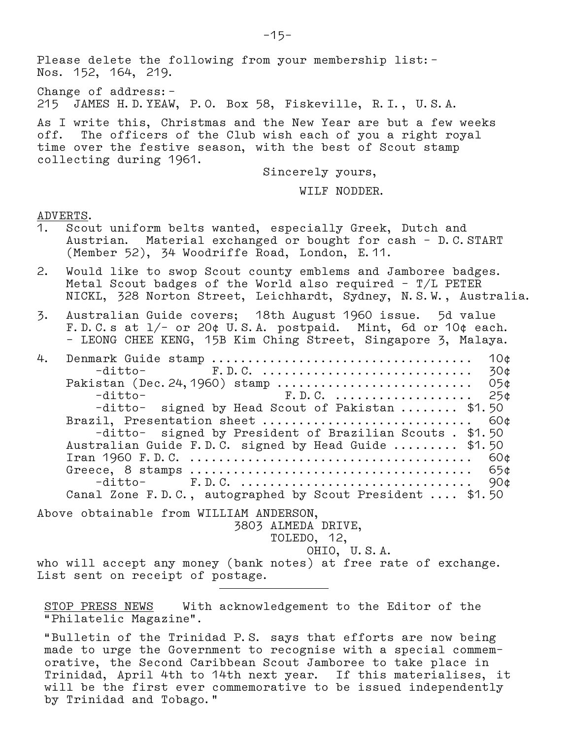Please delete the following from your membership list:-
Nos. 152, 164, 219.

Change of address:-
215 JAMES H.D. YEAW, P.O. Box 58, Fiskeville, R.I., U.S.A.

As I write this, Christmas and the New Year are but a few weeks off. The officers of the Club wish each of you a right royal time over the festive season, with the best of Scout stamp collecting during 1961.

Sincerely yours,

WILF NODDER.

ADVERTS.

1. Scout uniform belts wanted, especially Greek, Dutch and Austrian. Material exchanged or bought for cash - D.C. START (Member 52), 34 Woodriffe Road, London, E.11.

2. Would like to swop Scout county emblems and Jamboree badges. Metal Scout badges of the World also required - T/L PETER NICKL, 328 Norton Street, Leichhardt, Sydney, N.S.W., Australia.

3. Australian Guide covers; 18th August 1960 issue. 5d value F.D.C.s at 1/- or 20¢ U.S.A. postpaid. Mint, 6d or 10¢ each. - LEONG CHEE KENG, 15B Kim Ching Street, Singapore 3, Malaya.

4. Denmark Guide stamp .................................. 10¢
   -ditto- F.D.C. .......................... 30¢
   Pakistan (Dec. 24, 1960) stamp .......................... 05¢
   -ditto- F.D.C. .................. 25¢
   -ditto- signed by Head Scout of Pakistan ........ $1.50
   Brazil, Presentation sheet ........................... 60¢
   -ditto- signed by President of Brazilian Scouts . $1.50
   Australian Guide F.D.C. signed by Head Guide ......... $1.50
   Iran 1960 F.D.C. ..................................... 60¢
   Greece, 8 stamps ..................................... 65¢
   -ditto- F.D.C. .............................. 90¢
   Canal Zone F.D.C., autographed by Scout President .... $1.50

Above obtainable from WILLIAM ANDERSON,
3803 ALMEDA DRIVE,
TOLEDO, 12,
OHIO, U.S.A.
who will accept any money (bank notes) at free rate of exchange. List sent on receipt of postage.

---

STOP PRESS NEWS With acknowledgement to the Editor of the "Philatelic Magazine".

"Bulletin of the Trinidad P.S. says that efforts are now being made to urge the Government to recognise with a special commemorative, the Second Caribbean Scout Jamboree to take place in Trinidad, April 4th to 14th next year. If this materialises, it will be the first ever commemorative to be issued independently by Trinidad and Tobago."